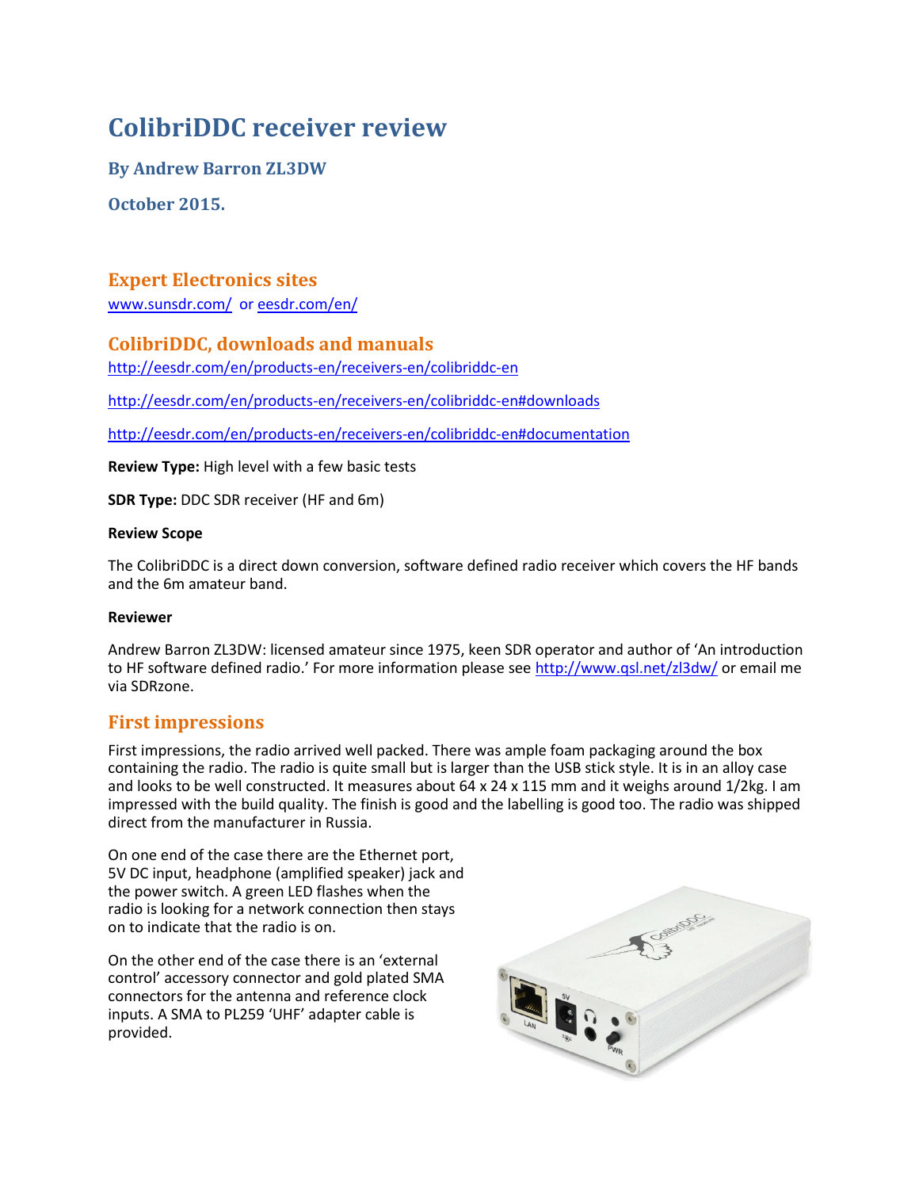# ColibriDDC receiver review

### By Andrew Barron ZL3DW

### October 2015.

## Expert Electronics sites

www.sunsdr.com/ or eesdr.com/en/

## ColibriDDC, downloads and manuals

http://eesdr.com/en/products-en/receivers-en/colibriddc-en

http://eesdr.com/en/products-en/receivers-en/colibriddc-en#downloads

http://eesdr.com/en/products-en/receivers-en/colibriddc-en#documentation

**Review Type:** High level with a few basic tests

**SDR Type:** DDC SDR receiver (HF and 6m)

**Review Scope**

The ColibriDDC is a direct down conversion, software defined radio receiver which covers the HF bands and the 6m amateur band.

**Reviewer**

Andrew Barron ZL3DW: licensed amateur since 1975, keen SDR operator and author of 'An introduction to HF software defined radio.' For more information please see http://www.qsl.net/zl3dw/ or email me via SDRzone.

## First impressions

First impressions, the radio arrived well packed. There was ample foam packaging around the box containing the radio. The radio is quite small but is larger than the USB stick style. It is in an alloy case and looks to be well constructed. It measures about 64 x 24 x 115 mm and it weighs around 1/2kg. I am impressed with the build quality. The finish is good and the labelling is good too. The radio was shipped direct from the manufacturer in Russia.

On one end of the case there are the Ethernet port, 5V DC input, headphone (amplified speaker) jack and the power switch. A green LED flashes when the radio is looking for a network connection then stays on to indicate that the radio is on.

On the other end of the case there is an 'external control' accessory connector and gold plated SMA connectors for the antenna and reference clock inputs. A SMA to PL259 'UHF' adapter cable is provided.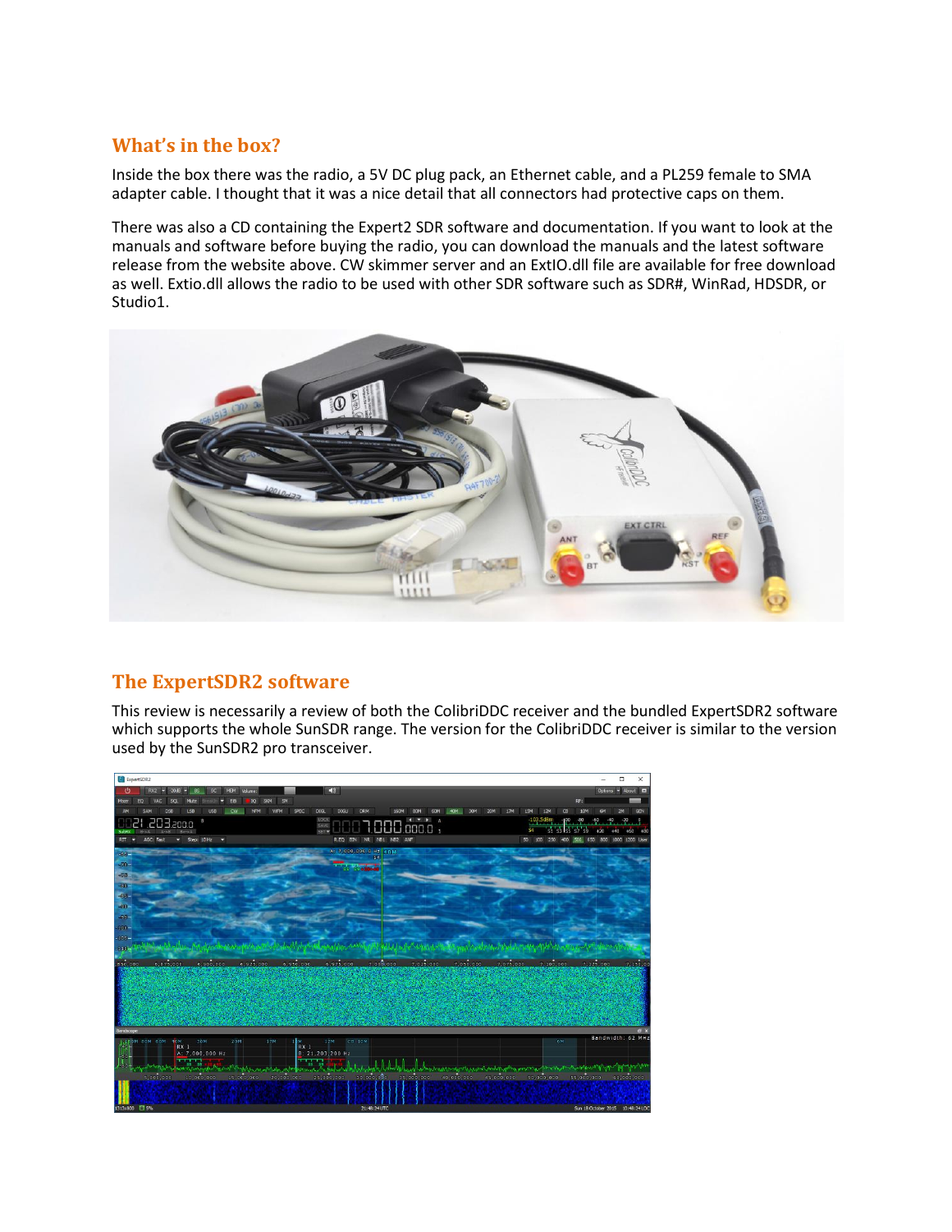## What's in the box?

Inside the box there was the radio, a 5V DC plug pack, an Ethernet cable, and a PL259 female to SMA adapter cable. I thought that it was a nice detail that all connectors had protective caps on them.

There was also a CD containing the Expert2 SDR software and documentation. If you want to look at the manuals and software before buying the radio, you can download the manuals and the latest software release from the website above. CW skimmer server and an ExtIO.dll file are available for free download as well. Extio.dll allows the radio to be used with other SDR software such as SDR#, WinRad, HDSDR, or Studio1.

## The ExpertSDR2 software

This review is necessarily a review of both the ColibriDDC receiver and the bundled ExpertSDR2 software which supports the whole SunSDR range. The version for the ColibriDDC receiver is similar to the version used by the SunSDR2 pro transceiver.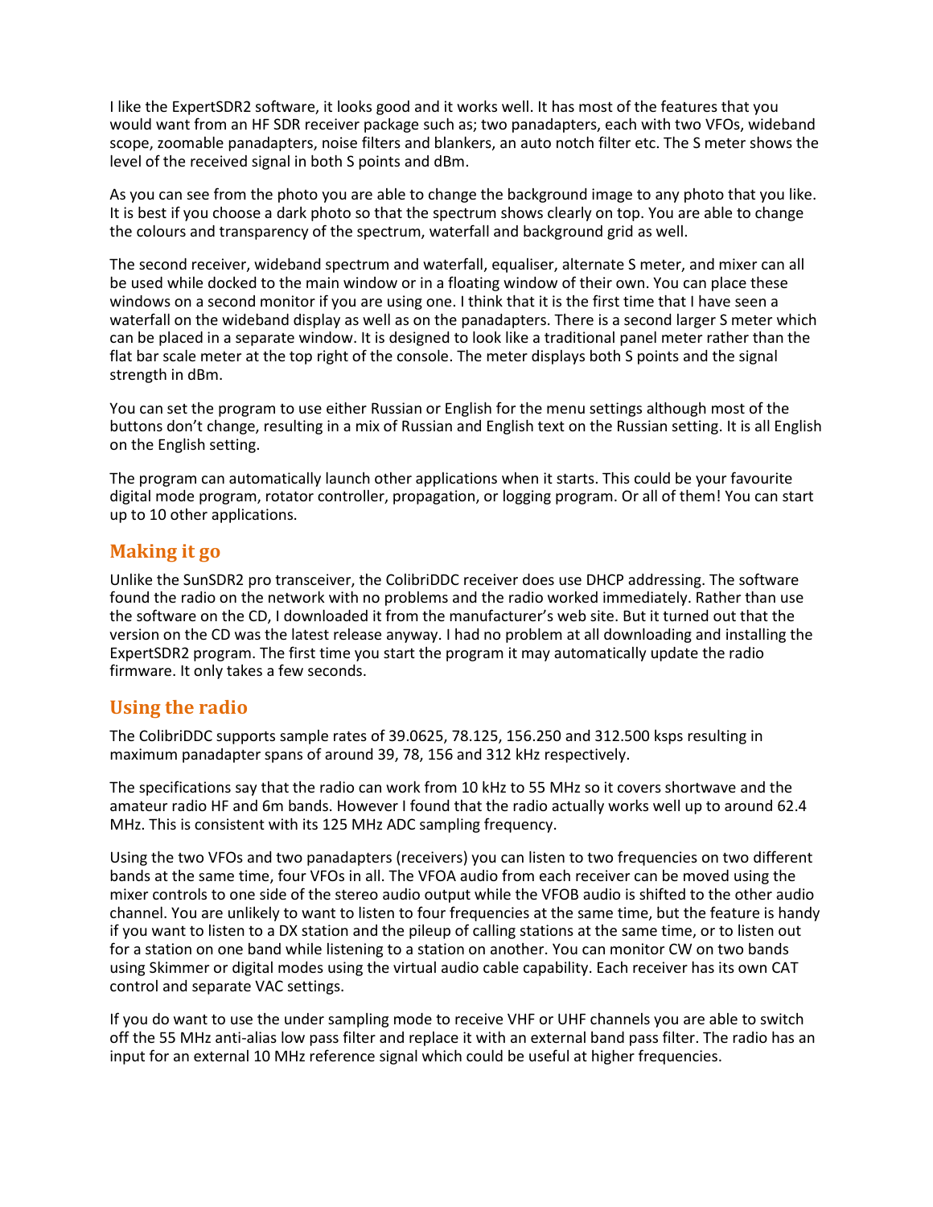I like the ExpertSDR2 software, it looks good and it works well. It has most of the features that you would want from an HF SDR receiver package such as; two panadapters, each with two VFOs, wideband scope, zoomable panadapters, noise filters and blankers, an auto notch filter etc. The S meter shows the level of the received signal in both S points and dBm.

As you can see from the photo you are able to change the background image to any photo that you like. It is best if you choose a dark photo so that the spectrum shows clearly on top. You are able to change the colours and transparency of the spectrum, waterfall and background grid as well.

The second receiver, wideband spectrum and waterfall, equaliser, alternate S meter, and mixer can all be used while docked to the main window or in a floating window of their own. You can place these windows on a second monitor if you are using one. I think that it is the first time that I have seen a waterfall on the wideband display as well as on the panadapters. There is a second larger S meter which can be placed in a separate window. It is designed to look like a traditional panel meter rather than the flat bar scale meter at the top right of the console. The meter displays both S points and the signal strength in dBm.

You can set the program to use either Russian or English for the menu settings although most of the buttons don't change, resulting in a mix of Russian and English text on the Russian setting. It is all English on the English setting.

The program can automatically launch other applications when it starts. This could be your favourite digital mode program, rotator controller, propagation, or logging program. Or all of them! You can start up to 10 other applications.

## Making it go

Unlike the SunSDR2 pro transceiver, the ColibriDDC receiver does use DHCP addressing. The software found the radio on the network with no problems and the radio worked immediately. Rather than use the software on the CD, I downloaded it from the manufacturer's web site. But it turned out that the version on the CD was the latest release anyway. I had no problem at all downloading and installing the ExpertSDR2 program. The first time you start the program it may automatically update the radio firmware. It only takes a few seconds.

## Using the radio

The ColibriDDC supports sample rates of 39.0625, 78.125, 156.250 and 312.500 ksps resulting in maximum panadapter spans of around 39, 78, 156 and 312 kHz respectively.

The specifications say that the radio can work from 10 kHz to 55 MHz so it covers shortwave and the amateur radio HF and 6m bands. However I found that the radio actually works well up to around 62.4 MHz. This is consistent with its 125 MHz ADC sampling frequency.

Using the two VFOs and two panadapters (receivers) you can listen to two frequencies on two different bands at the same time, four VFOs in all. The VFOA audio from each receiver can be moved using the mixer controls to one side of the stereo audio output while the VFOB audio is shifted to the other audio channel. You are unlikely to want to listen to four frequencies at the same time, but the feature is handy if you want to listen to a DX station and the pileup of calling stations at the same time, or to listen out for a station on one band while listening to a station on another. You can monitor CW on two bands using Skimmer or digital modes using the virtual audio cable capability. Each receiver has its own CAT control and separate VAC settings.

If you do want to use the under sampling mode to receive VHF or UHF channels you are able to switch off the 55 MHz anti-alias low pass filter and replace it with an external band pass filter. The radio has an input for an external 10 MHz reference signal which could be useful at higher frequencies.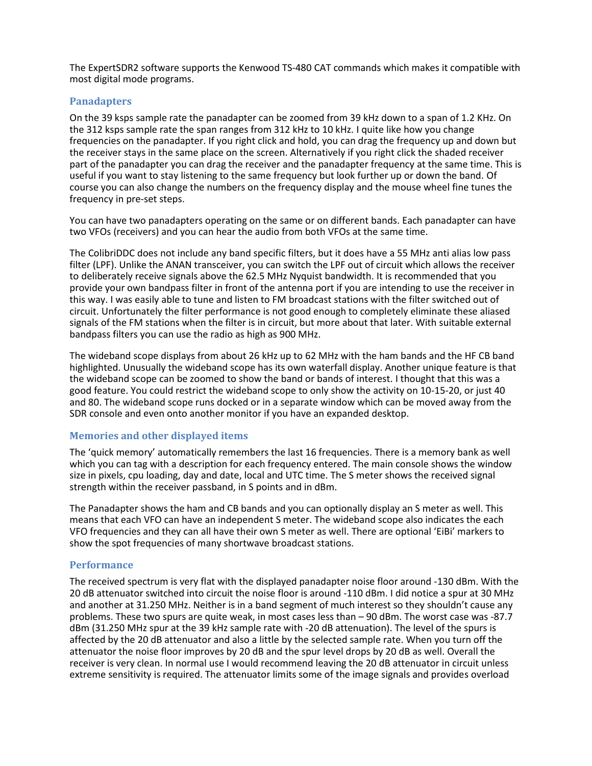The ExpertSDR2 software supports the Kenwood TS-480 CAT commands which makes it compatible with most digital mode programs.

## Panadapters

On the 39 ksps sample rate the panadapter can be zoomed from 39 kHz down to a span of 1.2 KHz. On the 312 ksps sample rate the span ranges from 312 kHz to 10 kHz. I quite like how you change frequencies on the panadapter. If you right click and hold, you can drag the frequency up and down but the receiver stays in the same place on the screen. Alternatively if you right click the shaded receiver part of the panadapter you can drag the receiver and the panadapter frequency at the same time. This is useful if you want to stay listening to the same frequency but look further up or down the band. Of course you can also change the numbers on the frequency display and the mouse wheel fine tunes the frequency in pre-set steps.

You can have two panadapters operating on the same or on different bands. Each panadapter can have two VFOs (receivers) and you can hear the audio from both VFOs at the same time.

The ColibriDDC does not include any band specific filters, but it does have a 55 MHz anti alias low pass filter (LPF). Unlike the ANAN transceiver, you can switch the LPF out of circuit which allows the receiver to deliberately receive signals above the 62.5 MHz Nyquist bandwidth. It is recommended that you provide your own bandpass filter in front of the antenna port if you are intending to use the receiver in this way. I was easily able to tune and listen to FM broadcast stations with the filter switched out of circuit. Unfortunately the filter performance is not good enough to completely eliminate these aliased signals of the FM stations when the filter is in circuit, but more about that later. With suitable external bandpass filters you can use the radio as high as 900 MHz.

The wideband scope displays from about 26 kHz up to 62 MHz with the ham bands and the HF CB band highlighted. Unusually the wideband scope has its own waterfall display. Another unique feature is that the wideband scope can be zoomed to show the band or bands of interest. I thought that this was a good feature. You could restrict the wideband scope to only show the activity on 10-15-20, or just 40 and 80. The wideband scope runs docked or in a separate window which can be moved away from the SDR console and even onto another monitor if you have an expanded desktop.

## Memories and other displayed items

The 'quick memory' automatically remembers the last 16 frequencies. There is a memory bank as well which you can tag with a description for each frequency entered. The main console shows the window size in pixels, cpu loading, day and date, local and UTC time. The S meter shows the received signal strength within the receiver passband, in S points and in dBm.

The Panadapter shows the ham and CB bands and you can optionally display an S meter as well. This means that each VFO can have an independent S meter. The wideband scope also indicates the each VFO frequencies and they can all have their own S meter as well. There are optional 'EiBi' markers to show the spot frequencies of many shortwave broadcast stations.

## Performance

The received spectrum is very flat with the displayed panadapter noise floor around -130 dBm. With the 20 dB attenuator switched into circuit the noise floor is around -110 dBm. I did notice a spur at 30 MHz and another at 31.250 MHz. Neither is in a band segment of much interest so they shouldn't cause any problems. These two spurs are quite weak, in most cases less than – 90 dBm. The worst case was -87.7 dBm (31.250 MHz spur at the 39 kHz sample rate with -20 dB attenuation). The level of the spurs is affected by the 20 dB attenuator and also a little by the selected sample rate. When you turn off the attenuator the noise floor improves by 20 dB and the spur level drops by 20 dB as well. Overall the receiver is very clean. In normal use I would recommend leaving the 20 dB attenuator in circuit unless extreme sensitivity is required. The attenuator limits some of the image signals and provides overload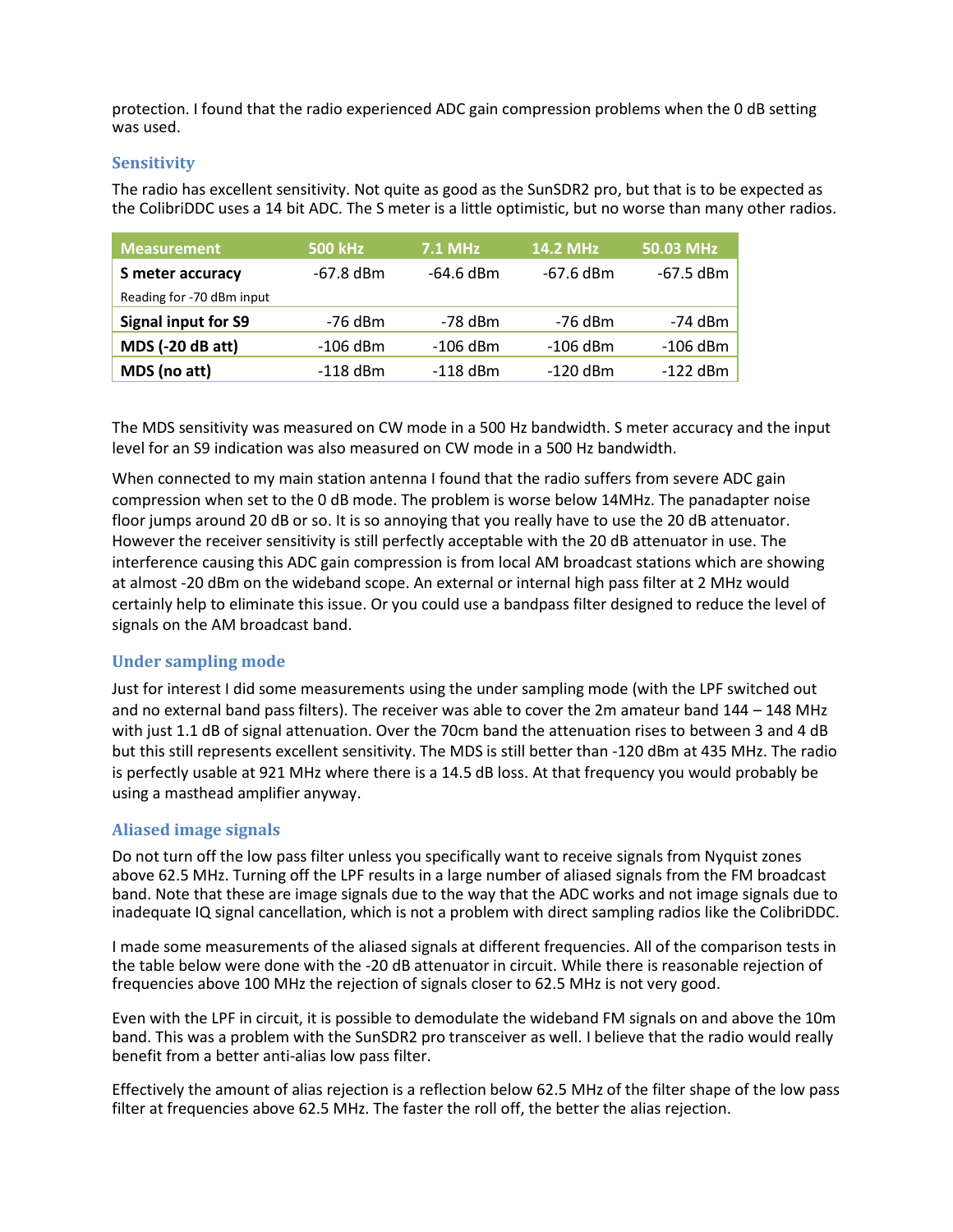protection. I found that the radio experienced ADC gain compression problems when the 0 dB setting was used.

### Sensitivity

The radio has excellent sensitivity. Not quite as good as the SunSDR2 pro, but that is to be expected as the ColibriDDC uses a 14 bit ADC. The S meter is a little optimistic, but no worse than many other radios.

| Measurement | 500 kHz | 7.1 MHz | 14.2 MHz | 50.03 MHz |
|---|---|---|---|---|
| **S meter accuracy**<br>Reading for -70 dBm input | -67.8 dBm | -64.6 dBm | -67.6 dBm | -67.5 dBm |
| **Signal input for S9** | -76 dBm | -78 dBm | -76 dBm | -74 dBm |
| **MDS (-20 dB att)** | -106 dBm | -106 dBm | -106 dBm | -106 dBm |
| **MDS (no att)** | -118 dBm | -118 dBm | -120 dBm | -122 dBm |

The MDS sensitivity was measured on CW mode in a 500 Hz bandwidth. S meter accuracy and the input level for an S9 indication was also measured on CW mode in a 500 Hz bandwidth.

When connected to my main station antenna I found that the radio suffers from severe ADC gain compression when set to the 0 dB mode. The problem is worse below 14MHz. The panadapter noise floor jumps around 20 dB or so. It is so annoying that you really have to use the 20 dB attenuator. However the receiver sensitivity is still perfectly acceptable with the 20 dB attenuator in use. The interference causing this ADC gain compression is from local AM broadcast stations which are showing at almost -20 dBm on the wideband scope. An external or internal high pass filter at 2 MHz would certainly help to eliminate this issue. Or you could use a bandpass filter designed to reduce the level of signals on the AM broadcast band.

### Under sampling mode

Just for interest I did some measurements using the under sampling mode (with the LPF switched out and no external band pass filters). The receiver was able to cover the 2m amateur band 144 – 148 MHz with just 1.1 dB of signal attenuation. Over the 70cm band the attenuation rises to between 3 and 4 dB but this still represents excellent sensitivity. The MDS is still better than -120 dBm at 435 MHz. The radio is perfectly usable at 921 MHz where there is a 14.5 dB loss. At that frequency you would probably be using a masthead amplifier anyway.

### Aliased image signals

Do not turn off the low pass filter unless you specifically want to receive signals from Nyquist zones above 62.5 MHz. Turning off the LPF results in a large number of aliased signals from the FM broadcast band. Note that these are image signals due to the way that the ADC works and not image signals due to inadequate IQ signal cancellation, which is not a problem with direct sampling radios like the ColibriDDC.

I made some measurements of the aliased signals at different frequencies. All of the comparison tests in the table below were done with the -20 dB attenuator in circuit. While there is reasonable rejection of frequencies above 100 MHz the rejection of signals closer to 62.5 MHz is not very good.

Even with the LPF in circuit, it is possible to demodulate the wideband FM signals on and above the 10m band. This was a problem with the SunSDR2 pro transceiver as well. I believe that the radio would really benefit from a better anti-alias low pass filter.

Effectively the amount of alias rejection is a reflection below 62.5 MHz of the filter shape of the low pass filter at frequencies above 62.5 MHz. The faster the roll off, the better the alias rejection.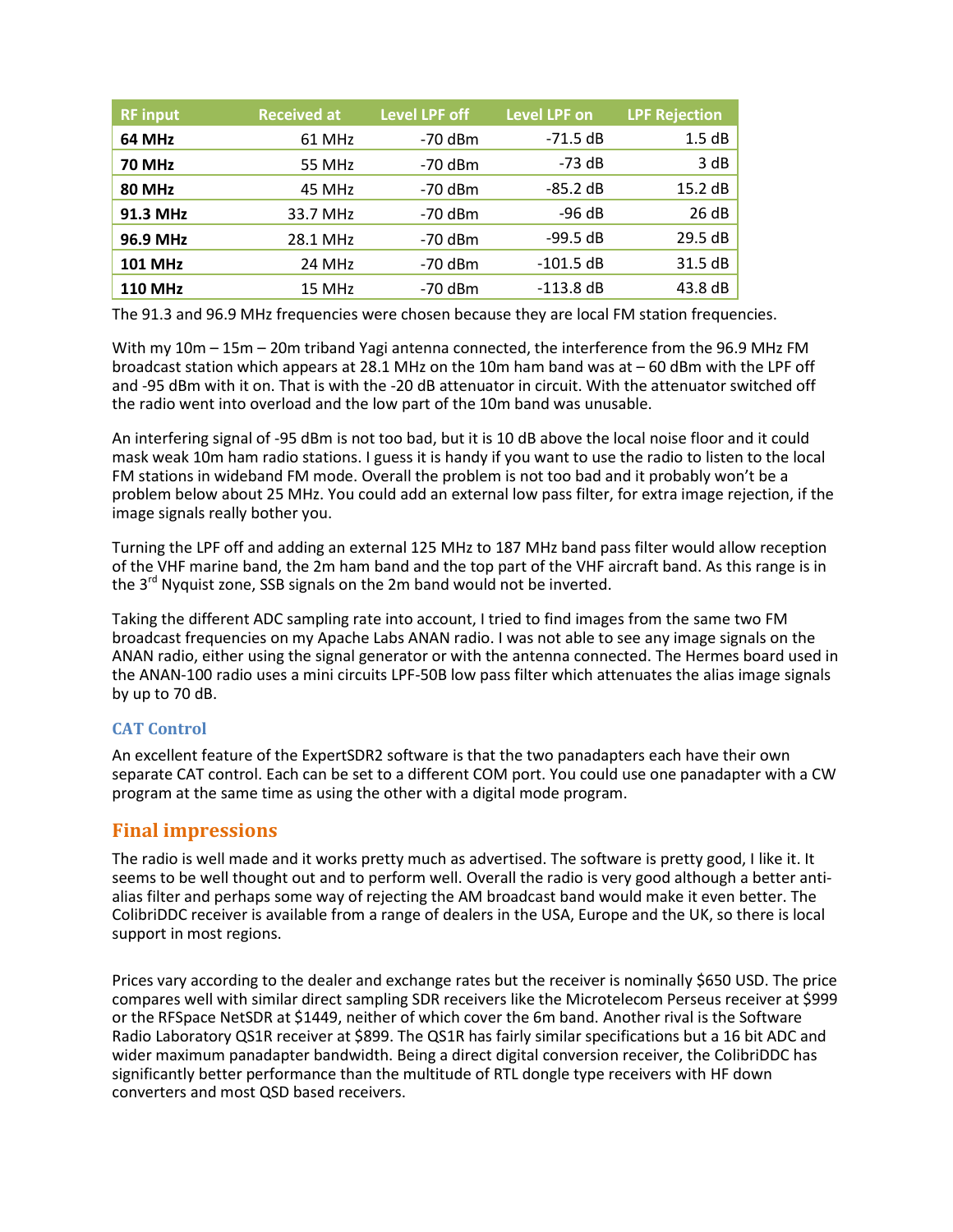| RF input | Received at | Level LPF off | Level LPF on | LPF Rejection |
|---|---|---|---|---|
| **64 MHz** | 61 MHz | -70 dBm | -71.5 dB | 1.5 dB |
| **70 MHz** | 55 MHz | -70 dBm | -73 dB | 3 dB |
| **80 MHz** | 45 MHz | -70 dBm | -85.2 dB | 15.2 dB |
| **91.3 MHz** | 33.7 MHz | -70 dBm | -96 dB | 26 dB |
| **96.9 MHz** | 28.1 MHz | -70 dBm | -99.5 dB | 29.5 dB |
| **101 MHz** | 24 MHz | -70 dBm | -101.5 dB | 31.5 dB |
| **110 MHz** | 15 MHz | -70 dBm | -113.8 dB | 43.8 dB |

The 91.3 and 96.9 MHz frequencies were chosen because they are local FM station frequencies.

With my 10m – 15m – 20m triband Yagi antenna connected, the interference from the 96.9 MHz FM broadcast station which appears at 28.1 MHz on the 10m ham band was at – 60 dBm with the LPF off and -95 dBm with it on. That is with the -20 dB attenuator in circuit. With the attenuator switched off the radio went into overload and the low part of the 10m band was unusable.

An interfering signal of -95 dBm is not too bad, but it is 10 dB above the local noise floor and it could mask weak 10m ham radio stations. I guess it is handy if you want to use the radio to listen to the local FM stations in wideband FM mode. Overall the problem is not too bad and it probably won't be a problem below about 25 MHz. You could add an external low pass filter, for extra image rejection, if the image signals really bother you.

Turning the LPF off and adding an external 125 MHz to 187 MHz band pass filter would allow reception of the VHF marine band, the 2m ham band and the top part of the VHF aircraft band. As this range is in the 3rd Nyquist zone, SSB signals on the 2m band would not be inverted.

Taking the different ADC sampling rate into account, I tried to find images from the same two FM broadcast frequencies on my Apache Labs ANAN radio. I was not able to see any image signals on the ANAN radio, either using the signal generator or with the antenna connected. The Hermes board used in the ANAN-100 radio uses a mini circuits LPF-50B low pass filter which attenuates the alias image signals by up to 70 dB.

### CAT Control

An excellent feature of the ExpertSDR2 software is that the two panadapters each have their own separate CAT control. Each can be set to a different COM port. You could use one panadapter with a CW program at the same time as using the other with a digital mode program.

## Final impressions

The radio is well made and it works pretty much as advertised. The software is pretty good, I like it. It seems to be well thought out and to perform well. Overall the radio is very good although a better anti-alias filter and perhaps some way of rejecting the AM broadcast band would make it even better. The ColibriDDC receiver is available from a range of dealers in the USA, Europe and the UK, so there is local support in most regions.

Prices vary according to the dealer and exchange rates but the receiver is nominally $650 USD. The price compares well with similar direct sampling SDR receivers like the Microtelecom Perseus receiver at $999 or the RFSpace NetSDR at $1449, neither of which cover the 6m band. Another rival is the Software Radio Laboratory QS1R receiver at $899. The QS1R has fairly similar specifications but a 16 bit ADC and wider maximum panadapter bandwidth. Being a direct digital conversion receiver, the ColibriDDC has significantly better performance than the multitude of RTL dongle type receivers with HF down converters and most QSD based receivers.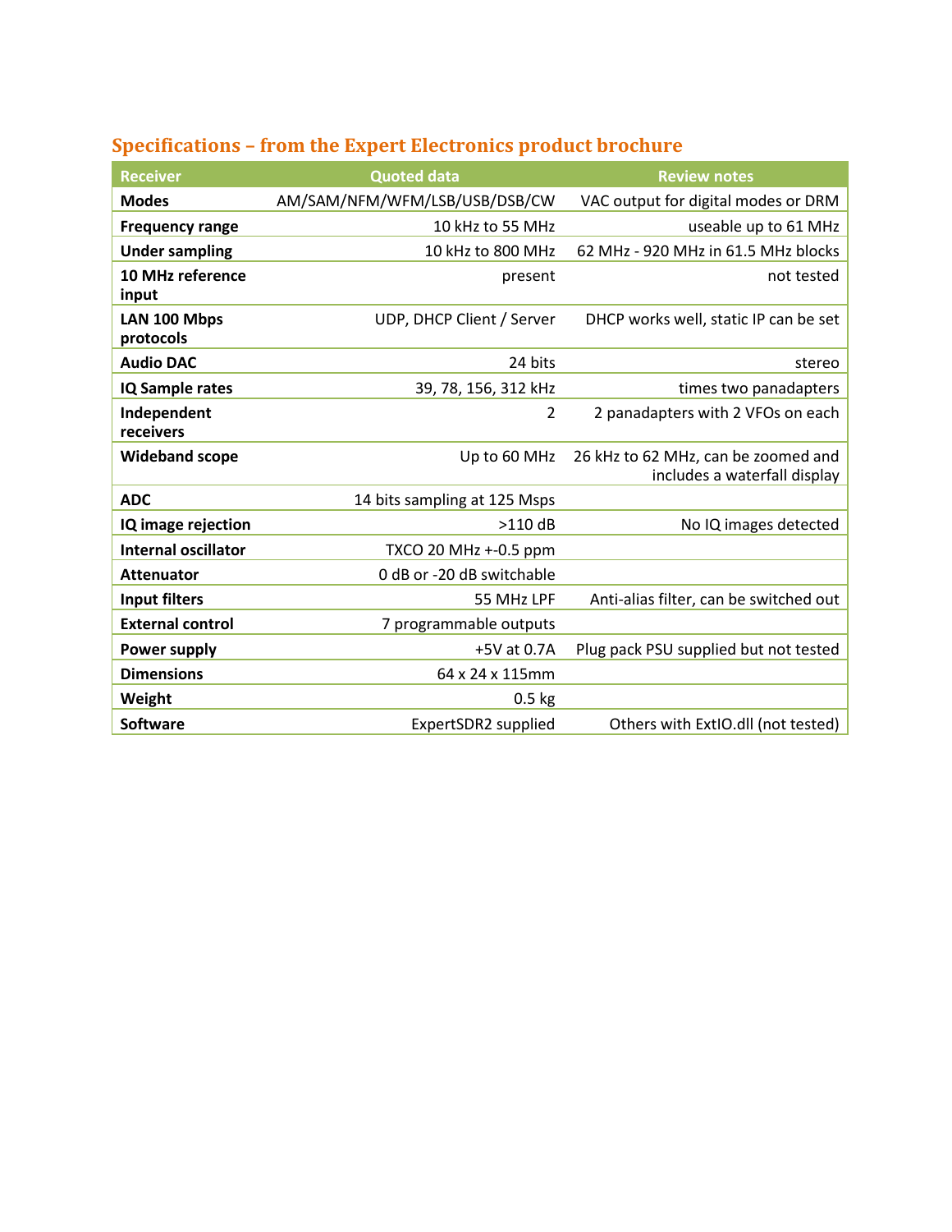## Specifications – from the Expert Electronics product brochure

| Receiver | Quoted data | Review notes |
|---|---|---|
| **Modes** | AM/SAM/NFM/WFM/LSB/USB/DSB/CW | VAC output for digital modes or DRM |
| **Frequency range** | 10 kHz to 55 MHz | useable up to 61 MHz |
| **Under sampling** | 10 kHz to 800 MHz | 62 MHz - 920 MHz in 61.5 MHz blocks |
| **10 MHz reference input** | present | not tested |
| **LAN 100 Mbps protocols** | UDP, DHCP Client / Server | DHCP works well, static IP can be set |
| **Audio DAC** | 24 bits | stereo |
| **IQ Sample rates** | 39, 78, 156, 312 kHz | times two panadapters |
| **Independent receivers** | 2 | 2 panadapters with 2 VFOs on each |
| **Wideband scope** | Up to 60 MHz | 26 kHz to 62 MHz, can be zoomed and includes a waterfall display |
| **ADC** | 14 bits sampling at 125 Msps | |
| **IQ image rejection** | >110 dB | No IQ images detected |
| **Internal oscillator** | TXCO 20 MHz +-0.5 ppm | |
| **Attenuator** | 0 dB or -20 dB switchable | |
| **Input filters** | 55 MHz LPF | Anti-alias filter, can be switched out |
| **External control** | 7 programmable outputs | |
| **Power supply** | +5V at 0.7A | Plug pack PSU supplied but not tested |
| **Dimensions** | 64 x 24 x 115mm | |
| **Weight** | 0.5 kg | |
| **Software** | ExpertSDR2 supplied | Others with ExtIO.dll (not tested) |